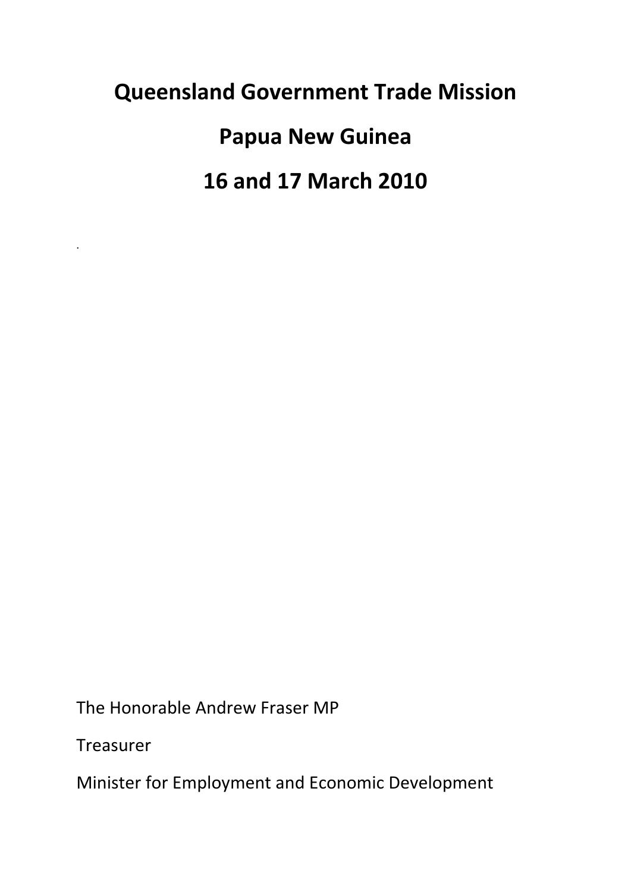# Queensland Government Trade Mission

# Papua New Guinea

# 16 and 17 March 2010

.

The Honorable Andrew Fraser MP

Treasurer

Minister for Employment and Economic Development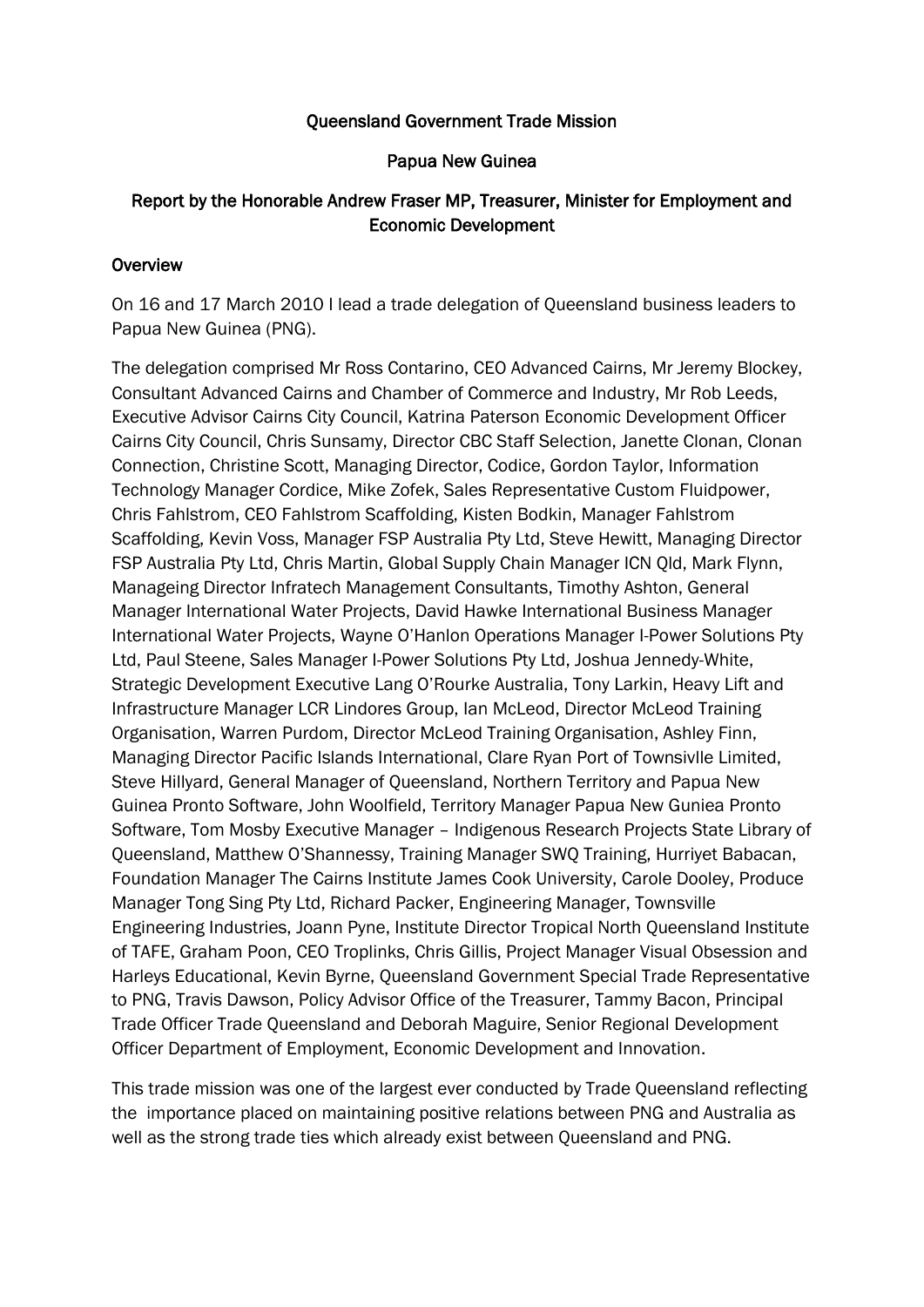Queensland Government Trade Mission

Papua New Guinea

Report by the Honorable Andrew Fraser MP, Treasurer, Minister for Employment and Economic Development

## Overview

On 16 and 17 March 2010 I lead a trade delegation of Queensland business leaders to Papua New Guinea (PNG).

The delegation comprised Mr Ross Contarino, CEO Advanced Cairns, Mr Jeremy Blockey, Consultant Advanced Cairns and Chamber of Commerce and Industry, Mr Rob Leeds, Executive Advisor Cairns City Council, Katrina Paterson Economic Development Officer Cairns City Council, Chris Sunsamy, Director CBC Staff Selection, Janette Clonan, Clonan Connection, Christine Scott, Managing Director, Codice, Gordon Taylor, Information Technology Manager Cordice, Mike Zofek, Sales Representative Custom Fluidpower, Chris Fahlstrom, CEO Fahlstrom Scaffolding, Kisten Bodkin, Manager Fahlstrom Scaffolding, Kevin Voss, Manager FSP Australia Pty Ltd, Steve Hewitt, Managing Director FSP Australia Pty Ltd, Chris Martin, Global Supply Chain Manager ICN Qld, Mark Flynn, Manageing Director Infratech Management Consultants, Timothy Ashton, General Manager International Water Projects, David Hawke International Business Manager International Water Projects, Wayne O'Hanlon Operations Manager I-Power Solutions Pty Ltd, Paul Steene, Sales Manager I-Power Solutions Pty Ltd, Joshua Jennedy-White, Strategic Development Executive Lang O'Rourke Australia, Tony Larkin, Heavy Lift and Infrastructure Manager LCR Lindores Group, Ian McLeod, Director McLeod Training Organisation, Warren Purdom, Director McLeod Training Organisation, Ashley Finn, Managing Director Pacific Islands International, Clare Ryan Port of Townsivlle Limited, Steve Hillyard, General Manager of Queensland, Northern Territory and Papua New Guinea Pronto Software, John Woolfield, Territory Manager Papua New Guniea Pronto Software, Tom Mosby Executive Manager – Indigenous Research Projects State Library of Queensland, Matthew O'Shannessy, Training Manager SWQ Training, Hurriyet Babacan, Foundation Manager The Cairns Institute James Cook University, Carole Dooley, Produce Manager Tong Sing Pty Ltd, Richard Packer, Engineering Manager, Townsville Engineering Industries, Joann Pyne, Institute Director Tropical North Queensland Institute of TAFE, Graham Poon, CEO Troplinks, Chris Gillis, Project Manager Visual Obsession and Harleys Educational, Kevin Byrne, Queensland Government Special Trade Representative to PNG, Travis Dawson, Policy Advisor Office of the Treasurer, Tammy Bacon, Principal Trade Officer Trade Queensland and Deborah Maguire, Senior Regional Development Officer Department of Employment, Economic Development and Innovation.

This trade mission was one of the largest ever conducted by Trade Queensland reflecting the importance placed on maintaining positive relations between PNG and Australia as well as the strong trade ties which already exist between Queensland and PNG.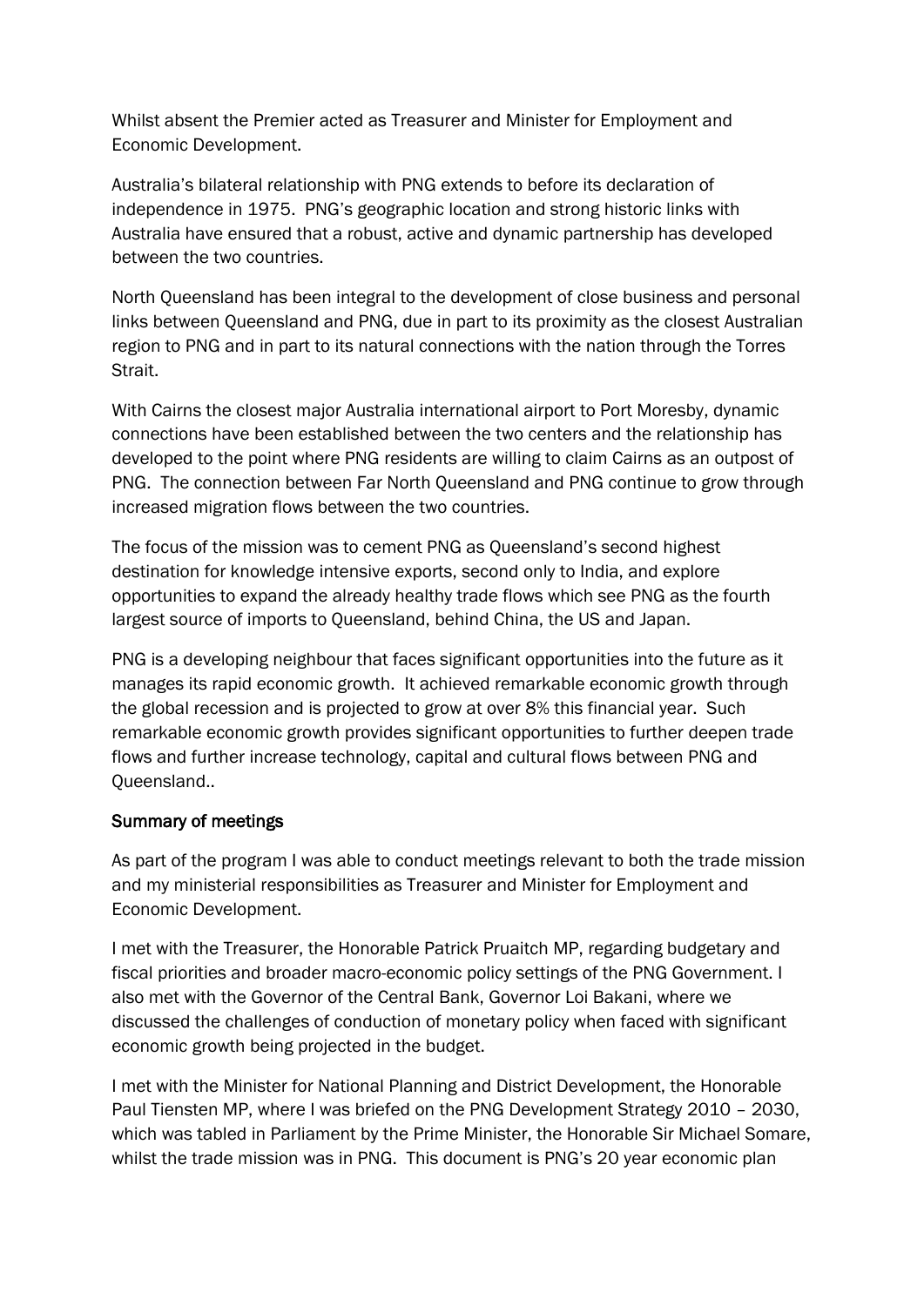Whilst absent the Premier acted as Treasurer and Minister for Employment and Economic Development.

Australia's bilateral relationship with PNG extends to before its declaration of independence in 1975. PNG's geographic location and strong historic links with Australia have ensured that a robust, active and dynamic partnership has developed between the two countries.

North Queensland has been integral to the development of close business and personal links between Queensland and PNG, due in part to its proximity as the closest Australian region to PNG and in part to its natural connections with the nation through the Torres Strait.

With Cairns the closest major Australia international airport to Port Moresby, dynamic connections have been established between the two centers and the relationship has developed to the point where PNG residents are willing to claim Cairns as an outpost of PNG. The connection between Far North Queensland and PNG continue to grow through increased migration flows between the two countries.

The focus of the mission was to cement PNG as Queensland's second highest destination for knowledge intensive exports, second only to India, and explore opportunities to expand the already healthy trade flows which see PNG as the fourth largest source of imports to Queensland, behind China, the US and Japan.

PNG is a developing neighbour that faces significant opportunities into the future as it manages its rapid economic growth. It achieved remarkable economic growth through the global recession and is projected to grow at over 8% this financial year. Such remarkable economic growth provides significant opportunities to further deepen trade flows and further increase technology, capital and cultural flows between PNG and Queensland..

## Summary of meetings

As part of the program I was able to conduct meetings relevant to both the trade mission and my ministerial responsibilities as Treasurer and Minister for Employment and Economic Development.

I met with the Treasurer, the Honorable Patrick Pruaitch MP, regarding budgetary and fiscal priorities and broader macro-economic policy settings of the PNG Government. I also met with the Governor of the Central Bank, Governor Loi Bakani, where we discussed the challenges of conduction of monetary policy when faced with significant economic growth being projected in the budget.

I met with the Minister for National Planning and District Development, the Honorable Paul Tiensten MP, where I was briefed on the PNG Development Strategy 2010 – 2030, which was tabled in Parliament by the Prime Minister, the Honorable Sir Michael Somare, whilst the trade mission was in PNG. This document is PNG's 20 year economic plan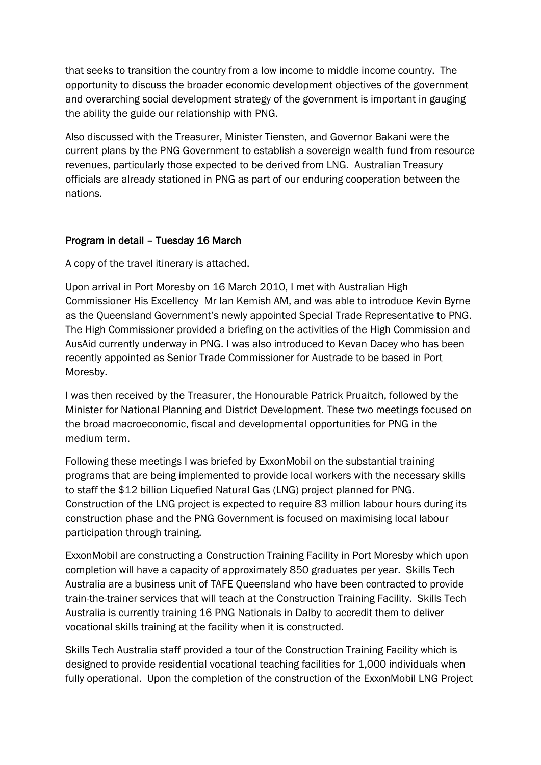that seeks to transition the country from a low income to middle income country. The opportunity to discuss the broader economic development objectives of the government and overarching social development strategy of the government is important in gauging the ability the guide our relationship with PNG.

Also discussed with the Treasurer, Minister Tiensten, and Governor Bakani were the current plans by the PNG Government to establish a sovereign wealth fund from resource revenues, particularly those expected to be derived from LNG. Australian Treasury officials are already stationed in PNG as part of our enduring cooperation between the nations.

## Program in detail – Tuesday 16 March

A copy of the travel itinerary is attached.

Upon arrival in Port Moresby on 16 March 2010, I met with Australian High Commissioner His Excellency Mr Ian Kemish AM, and was able to introduce Kevin Byrne as the Queensland Government's newly appointed Special Trade Representative to PNG. The High Commissioner provided a briefing on the activities of the High Commission and AusAid currently underway in PNG. I was also introduced to Kevan Dacey who has been recently appointed as Senior Trade Commissioner for Austrade to be based in Port Moresby.

I was then received by the Treasurer, the Honourable Patrick Pruaitch, followed by the Minister for National Planning and District Development. These two meetings focused on the broad macroeconomic, fiscal and developmental opportunities for PNG in the medium term.

Following these meetings I was briefed by ExxonMobil on the substantial training programs that are being implemented to provide local workers with the necessary skills to staff the $12 billion Liquefied Natural Gas (LNG) project planned for PNG. Construction of the LNG project is expected to require 83 million labour hours during its construction phase and the PNG Government is focused on maximising local labour participation through training.

ExxonMobil are constructing a Construction Training Facility in Port Moresby which upon completion will have a capacity of approximately 850 graduates per year. Skills Tech Australia are a business unit of TAFE Queensland who have been contracted to provide train-the-trainer services that will teach at the Construction Training Facility. Skills Tech Australia is currently training 16 PNG Nationals in Dalby to accredit them to deliver vocational skills training at the facility when it is constructed.

Skills Tech Australia staff provided a tour of the Construction Training Facility which is designed to provide residential vocational teaching facilities for 1,000 individuals when fully operational. Upon the completion of the construction of the ExxonMobil LNG Project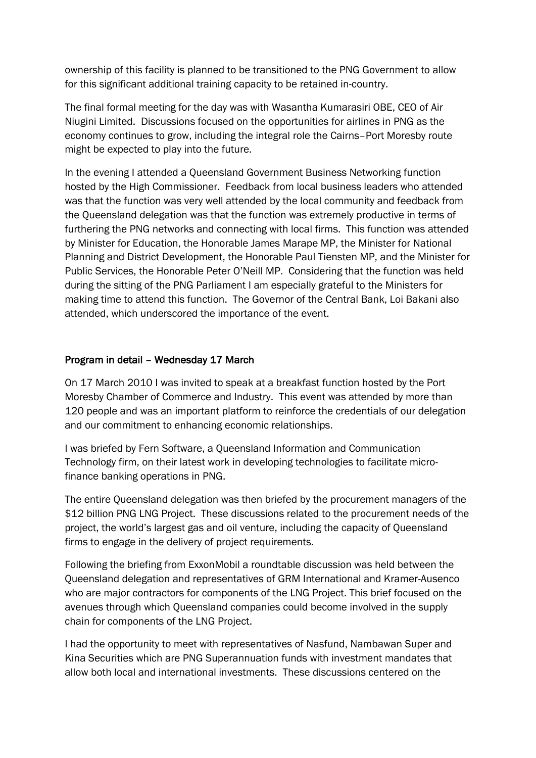ownership of this facility is planned to be transitioned to the PNG Government to allow for this significant additional training capacity to be retained in-country.

The final formal meeting for the day was with Wasantha Kumarasiri OBE, CEO of Air Niugini Limited. Discussions focused on the opportunities for airlines in PNG as the economy continues to grow, including the integral role the Cairns–Port Moresby route might be expected to play into the future.

In the evening I attended a Queensland Government Business Networking function hosted by the High Commissioner. Feedback from local business leaders who attended was that the function was very well attended by the local community and feedback from the Queensland delegation was that the function was extremely productive in terms of furthering the PNG networks and connecting with local firms. This function was attended by Minister for Education, the Honorable James Marape MP, the Minister for National Planning and District Development, the Honorable Paul Tiensten MP, and the Minister for Public Services, the Honorable Peter O'Neill MP. Considering that the function was held during the sitting of the PNG Parliament I am especially grateful to the Ministers for making time to attend this function. The Governor of the Central Bank, Loi Bakani also attended, which underscored the importance of the event.

## Program in detail – Wednesday 17 March

On 17 March 2010 I was invited to speak at a breakfast function hosted by the Port Moresby Chamber of Commerce and Industry. This event was attended by more than 120 people and was an important platform to reinforce the credentials of our delegation and our commitment to enhancing economic relationships.

I was briefed by Fern Software, a Queensland Information and Communication Technology firm, on their latest work in developing technologies to facilitate micro-finance banking operations in PNG.

The entire Queensland delegation was then briefed by the procurement managers of the $12 billion PNG LNG Project. These discussions related to the procurement needs of the project, the world's largest gas and oil venture, including the capacity of Queensland firms to engage in the delivery of project requirements.

Following the briefing from ExxonMobil a roundtable discussion was held between the Queensland delegation and representatives of GRM International and Kramer-Ausenco who are major contractors for components of the LNG Project. This brief focused on the avenues through which Queensland companies could become involved in the supply chain for components of the LNG Project.

I had the opportunity to meet with representatives of Nasfund, Nambawan Super and Kina Securities which are PNG Superannuation funds with investment mandates that allow both local and international investments. These discussions centered on the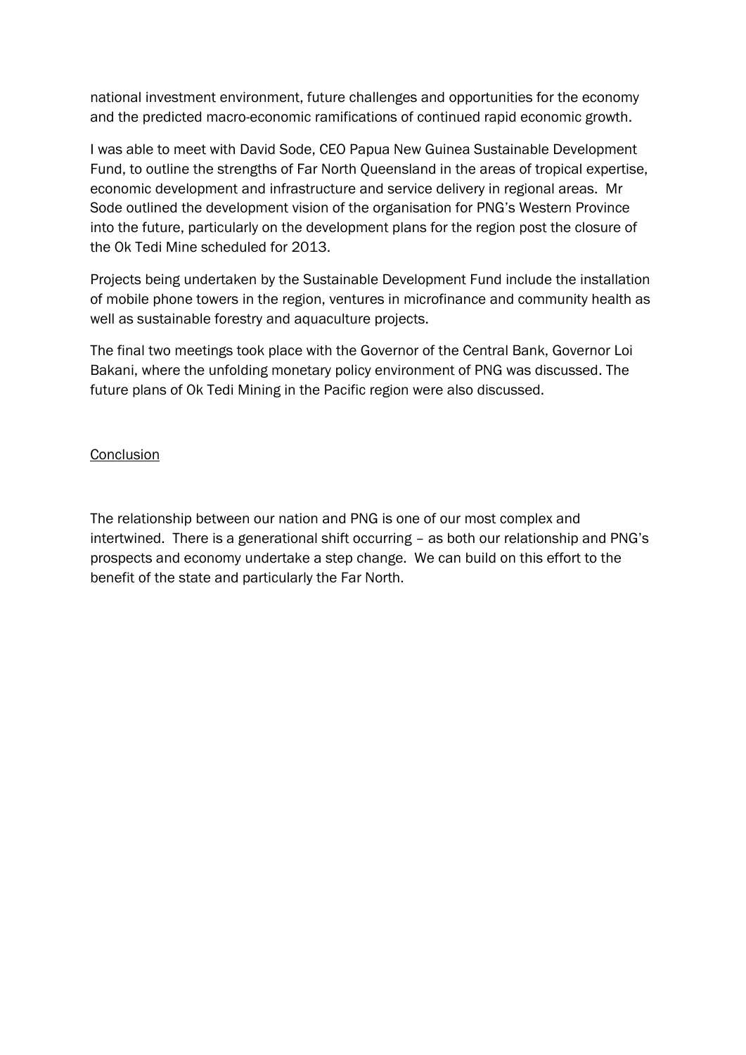national investment environment, future challenges and opportunities for the economy and the predicted macro-economic ramifications of continued rapid economic growth.

I was able to meet with David Sode, CEO Papua New Guinea Sustainable Development Fund, to outline the strengths of Far North Queensland in the areas of tropical expertise, economic development and infrastructure and service delivery in regional areas. Mr Sode outlined the development vision of the organisation for PNG's Western Province into the future, particularly on the development plans for the region post the closure of the Ok Tedi Mine scheduled for 2013.

Projects being undertaken by the Sustainable Development Fund include the installation of mobile phone towers in the region, ventures in microfinance and community health as well as sustainable forestry and aquaculture projects.

The final two meetings took place with the Governor of the Central Bank, Governor Loi Bakani, where the unfolding monetary policy environment of PNG was discussed. The future plans of Ok Tedi Mining in the Pacific region were also discussed.

## Conclusion

The relationship between our nation and PNG is one of our most complex and intertwined. There is a generational shift occurring – as both our relationship and PNG's prospects and economy undertake a step change. We can build on this effort to the benefit of the state and particularly the Far North.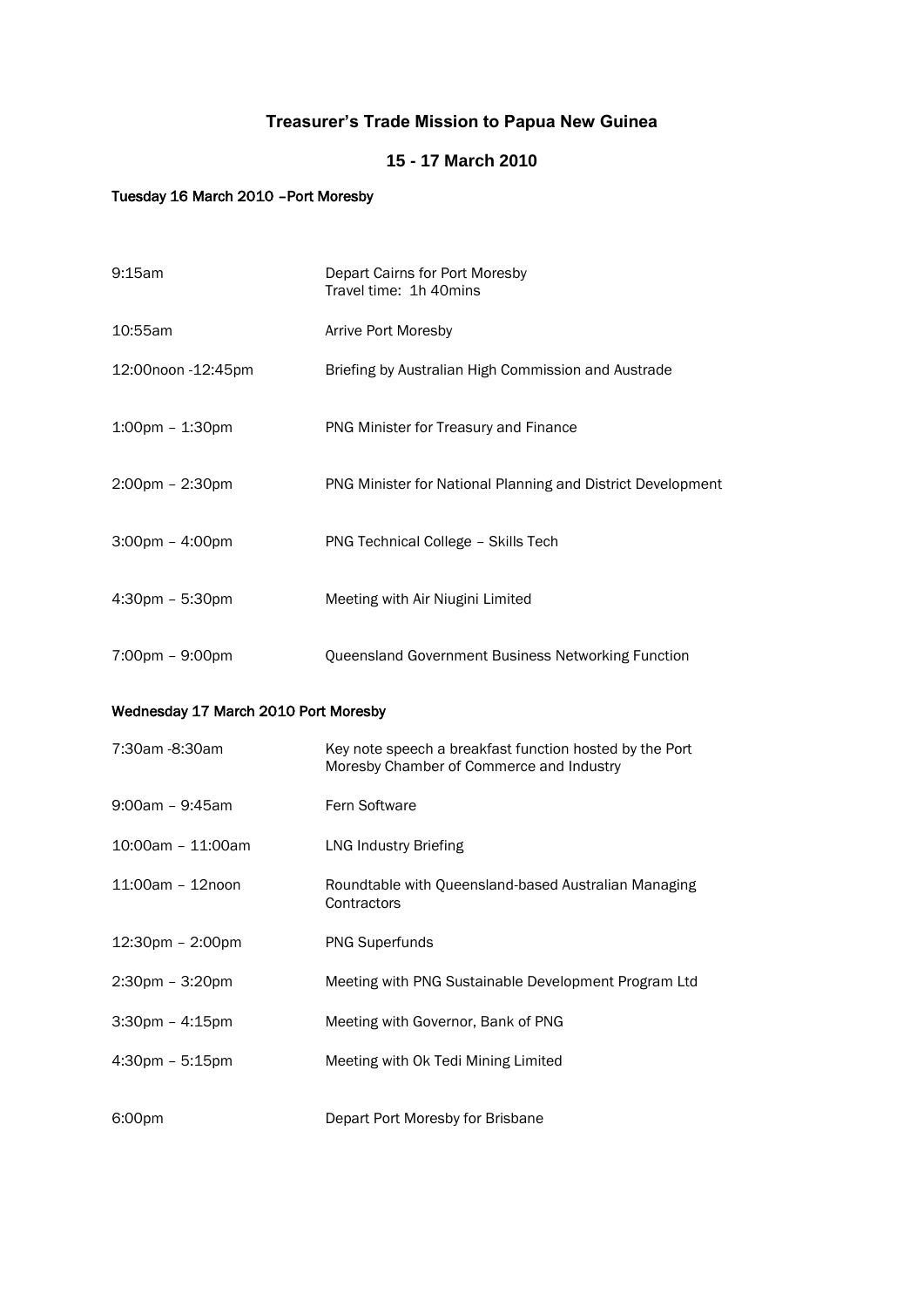# Treasurer's Trade Mission to Papua New Guinea

## 15 - 17 March 2010

### Tuesday 16 March 2010 –Port Moresby

| | |
|---|---|
| 9:15am | Depart Cairns for Port Moresby<br>Travel time: 1h 40mins |
| 10:55am | Arrive Port Moresby |
| 12:00noon -12:45pm | Briefing by Australian High Commission and Austrade |
| 1:00pm – 1:30pm | PNG Minister for Treasury and Finance |
| 2:00pm – 2:30pm | PNG Minister for National Planning and District Development |
| 3:00pm – 4:00pm | PNG Technical College – Skills Tech |
| 4:30pm – 5:30pm | Meeting with Air Niugini Limited |
| 7:00pm – 9:00pm | Queensland Government Business Networking Function |

### Wednesday 17 March 2010 Port Moresby

| | |
|---|---|
| 7:30am -8:30am | Key note speech a breakfast function hosted by the Port Moresby Chamber of Commerce and Industry |
| 9:00am – 9:45am | Fern Software |
| 10:00am – 11:00am | LNG Industry Briefing |
| 11:00am – 12noon | Roundtable with Queensland-based Australian Managing Contractors |
| 12:30pm – 2:00pm | PNG Superfunds |
| 2:30pm – 3:20pm | Meeting with PNG Sustainable Development Program Ltd |
| 3:30pm – 4:15pm | Meeting with Governor, Bank of PNG |
| 4:30pm – 5:15pm | Meeting with Ok Tedi Mining Limited |
| 6:00pm | Depart Port Moresby for Brisbane |